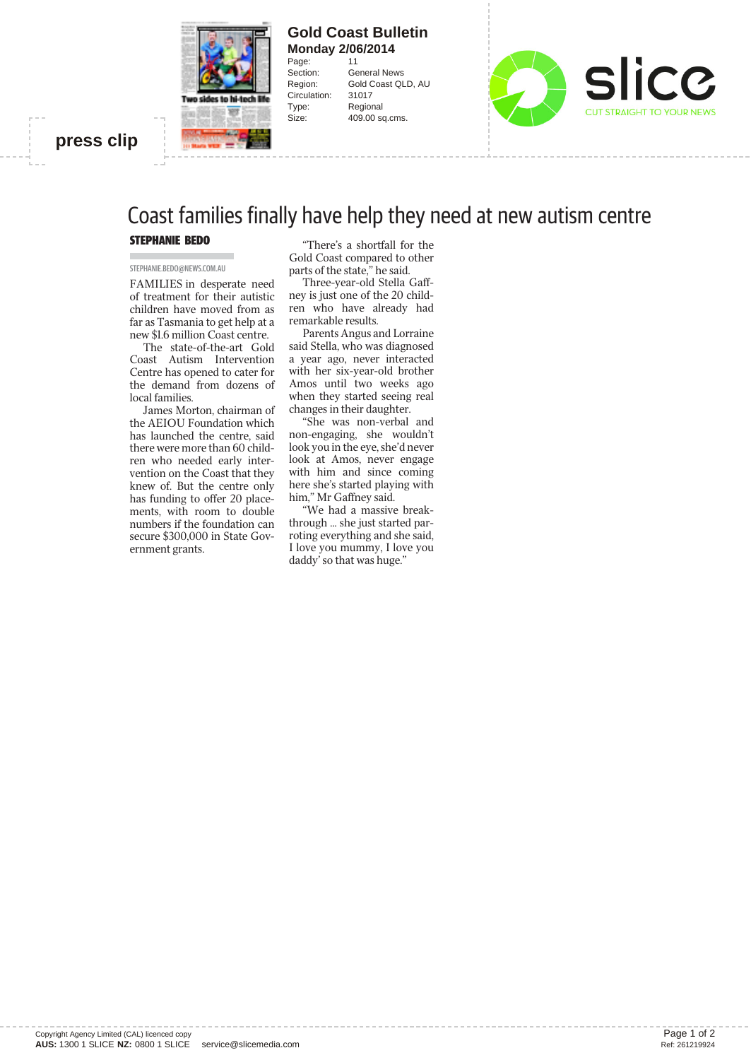# Coast families finally have help they need at new autism centre

**STEPHANIE BEDO**

STEPHANIE.BEDO@NEWS.COM.AU

FAMILIES in desperate need of treatment for their autistic children have moved from as far as Tasmania to get help at a new $1.6 million Coast centre.

The state-of-the-art Gold Coast Autism Intervention Centre has opened to cater for the demand from dozens of local families.

James Morton, chairman of the AEIOU Foundation which has launched the centre, said there were more than 60 children who needed early intervention on the Coast that they knew of. But the centre only has funding to offer 20 placements, with room to double numbers if the foundation can secure $300,000 in State Government grants.

"There's a shortfall for the Gold Coast compared to other parts of the state," he said.

Three-year-old Stella Gaffney is just one of the 20 children who have already had remarkable results.

Parents Angus and Lorraine said Stella, who was diagnosed a year ago, never interacted with her six-year-old brother Amos until two weeks ago when they started seeing real changes in their daughter.

"She was non-verbal and non-engaging, she wouldn't look you in the eye, she'd never look at Amos, never engage with him and since coming here she's started playing with him," Mr Gaffney said.

"We had a massive breakthrough ... she just started parroting everything and she said, I love you mummy, I love you daddy' so that was huge."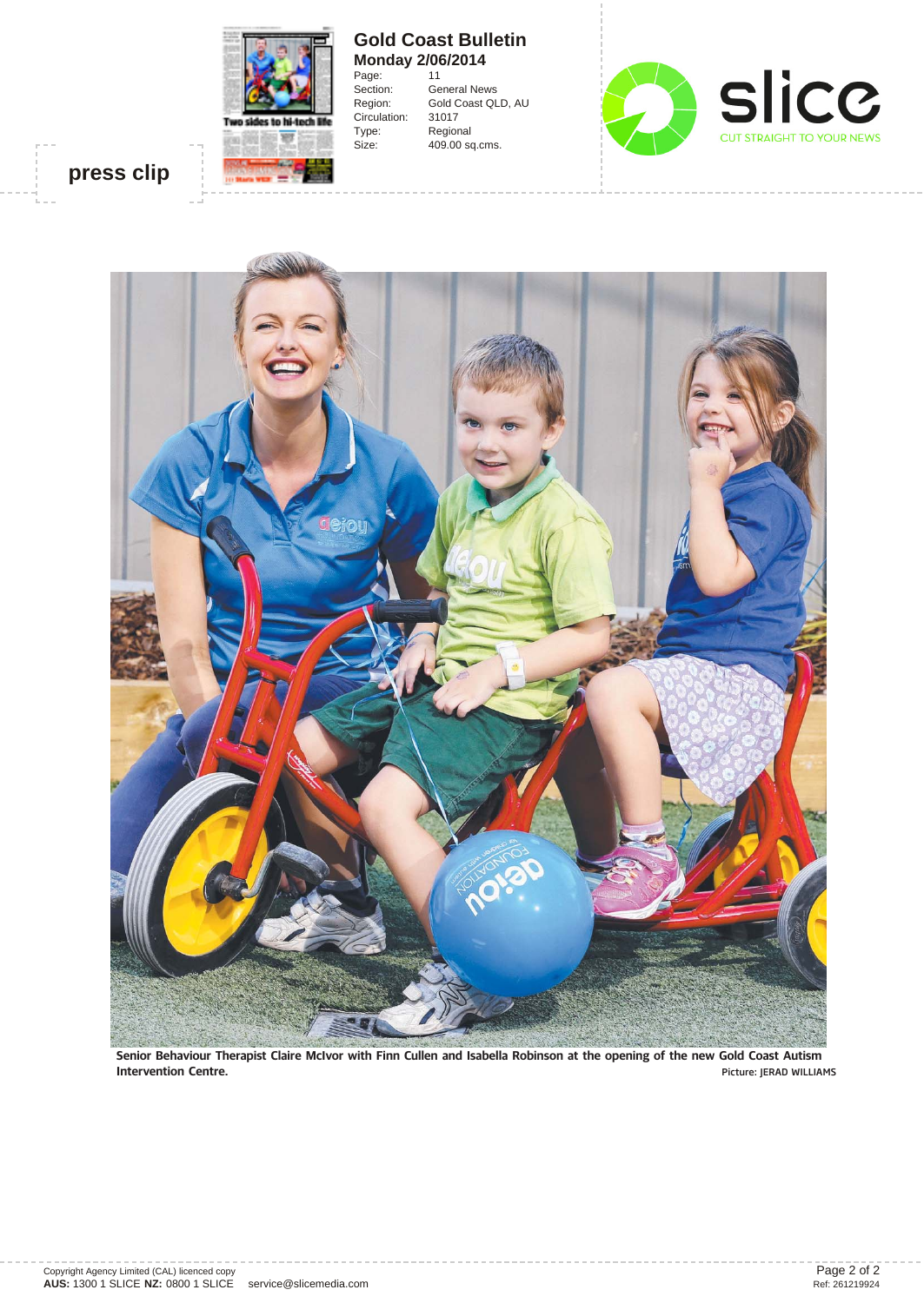press clip

**Gold Coast Bulletin**
**Monday 2/06/2014**

| | |
|---|---|
| Page: | 11 |
| Section: | General News |
| Region: | Gold Coast QLD, AU |
| Circulation: | 31017 |
| Type: | Regional |
| Size: | 409.00 sq.cms. |

slice
CUT STRAIGHT TO YOUR NEWS

**Senior Behaviour Therapist Claire McIvor with Finn Cullen and Isabella Robinson at the opening of the new Gold Coast Autism Intervention Centre.** Picture: JERAD WILLIAMS

Copyright Agency Limited (CAL) licenced copy
**AUS:** 1300 1 SLICE **NZ:** 0800 1 SLICE service@slicemedia.com

Ref: 261219924